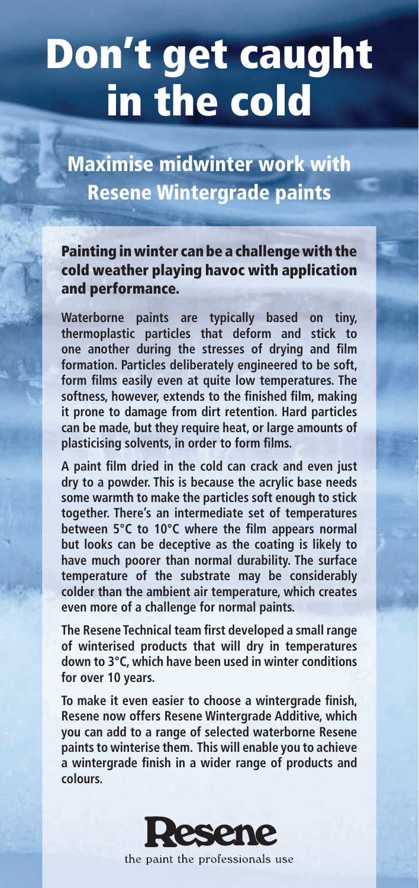# Don't get caught in the cold

## Maximise midwinter work with Resene Wintergrade paints

### Painting in winter can be a challenge with the cold weather playing havoc with application and performance.

**Waterborne paints are typically based on tiny, thermoplastic particles that deform and stick to one another during the stresses of drying and film formation. Particles deliberately engineered to be soft, form films easily even at quite low temperatures. The softness, however, extends to the finished film, making it prone to damage from dirt retention. Hard particles can be made, but they require heat, or large amounts of plasticising solvents, in order to form films.**

**A paint film dried in the cold can crack and even just dry to a powder. This is because the acrylic base needs some warmth to make the particles soft enough to stick together. There's an intermediate set of temperatures between 5°C to 10°C where the film appears normal but looks can be deceptive as the coating is likely to have much poorer than normal durability. The surface temperature of the substrate may be considerably colder than the ambient air temperature, which creates even more of a challenge for normal paints.**

**The Resene Technical team first developed a small range of winterised products that will dry in temperatures down to 3°C, which have been used in winter conditions for over 10 years.**

**To make it even easier to choose a wintergrade finish, Resene now offers Resene Wintergrade Additive, which you can add to a range of selected waterborne Resene paints to winterise them. This will enable you to achieve a wintergrade finish in a wider range of products and colours.**

Resene

the paint the professionals use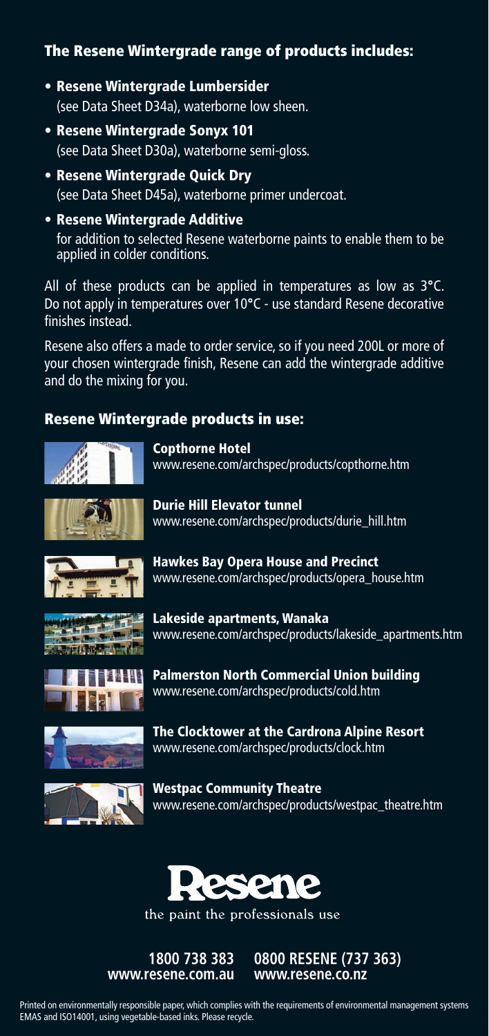## The Resene Wintergrade range of products includes:

- **Resene Wintergrade Lumbersider**
  (see Data Sheet D34a), waterborne low sheen.
- **Resene Wintergrade Sonyx 101**
  (see Data Sheet D30a), waterborne semi-gloss.
- **Resene Wintergrade Quick Dry**
  (see Data Sheet D45a), waterborne primer undercoat.
- **Resene Wintergrade Additive**
  for addition to selected Resene waterborne paints to enable them to be applied in colder conditions.

All of these products can be applied in temperatures as low as 3°C. Do not apply in temperatures over 10°C - use standard Resene decorative finishes instead.

Resene also offers a made to order service, so if you need 200L or more of your chosen wintergrade finish, Resene can add the wintergrade additive and do the mixing for you.

## Resene Wintergrade products in use:

**Copthorne Hotel**
www.resene.com/archspec/products/copthorne.htm

**Durie Hill Elevator tunnel**
www.resene.com/archspec/products/durie_hill.htm

**Hawkes Bay Opera House and Precinct**
www.resene.com/archspec/products/opera_house.htm

**Lakeside apartments, Wanaka**
www.resene.com/archspec/products/lakeside_apartments.htm

**Palmerston North Commercial Union building**
www.resene.com/archspec/products/cold.htm

**The Clocktower at the Cardrona Alpine Resort**
www.resene.com/archspec/products/clock.htm

**Westpac Community Theatre**
www.resene.com/archspec/products/westpac_theatre.htm

Resene

the paint the professionals use

1800 738 383
www.resene.com.au

0800 RESENE (737 363)
www.resene.co.nz

Printed on environmentally responsible paper, which complies with the requirements of environmental management systems EMAS and ISO14001, using vegetable-based inks. Please recycle.